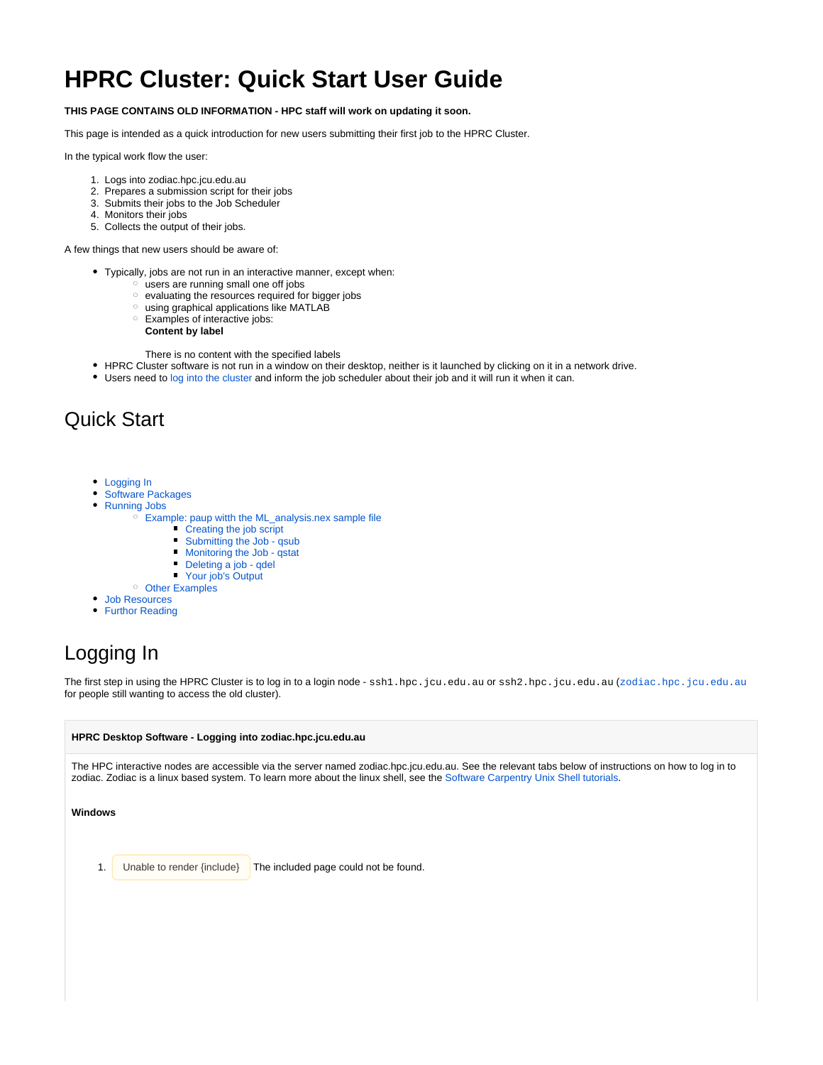# HPRC Cluster: Quick Start User Guide

**THIS PAGE CONTAINS OLD INFORMATION - HPC staff will work on updating it soon.**

This page is intended as a quick introduction for new users submitting their first job to the HPRC Cluster.

In the typical work flow the user:

1. Logs into zodiac.hpc.jcu.edu.au
2. Prepares a submission script for their jobs
3. Submits their jobs to the Job Scheduler
4. Monitors their jobs
5. Collects the output of their jobs.

A few things that new users should be aware of:

- Typically, jobs are not run in an interactive manner, except when:
  - users are running small one off jobs
  - evaluating the resources required for bigger jobs
  - using graphical applications like MATLAB
  - Examples of interactive jobs:
    **Content by label**

    There is no content with the specified labels
- HPRC Cluster software is not run in a window on their desktop, neither is it launched by clicking on it in a network drive.
- Users need to log into the cluster and inform the job scheduler about their job and it will run it when it can.

## Quick Start

- Logging In
- Software Packages
- Running Jobs
  - Example: paup with the ML_analysis.nex sample file
    - Creating the job script
    - Submitting the Job - qsub
    - Monitoring the Job - qstat
    - Deleting a job - qdel
    - Your job's Output
  - Other Examples
- Job Resources
- Furthor Reading

## Logging In

The first step in using the HPRC Cluster is to log in to a login node - `ssh1.hpc.jcu.edu.au` or `ssh2.hpc.jcu.edu.au` (`zodiac.hpc.jcu.edu.au` for people still wanting to access the old cluster).

**HPRC Desktop Software - Logging into zodiac.hpc.jcu.edu.au**

The HPC interactive nodes are accessible via the server named zodiac.hpc.jcu.edu.au. See the relevant tabs below of instructions on how to log in to zodiac. Zodiac is a linux based system. To learn more about the linux shell, see the Software Carpentry Unix Shell tutorials.

**Windows**

1. Unable to render {include} The included page could not be found.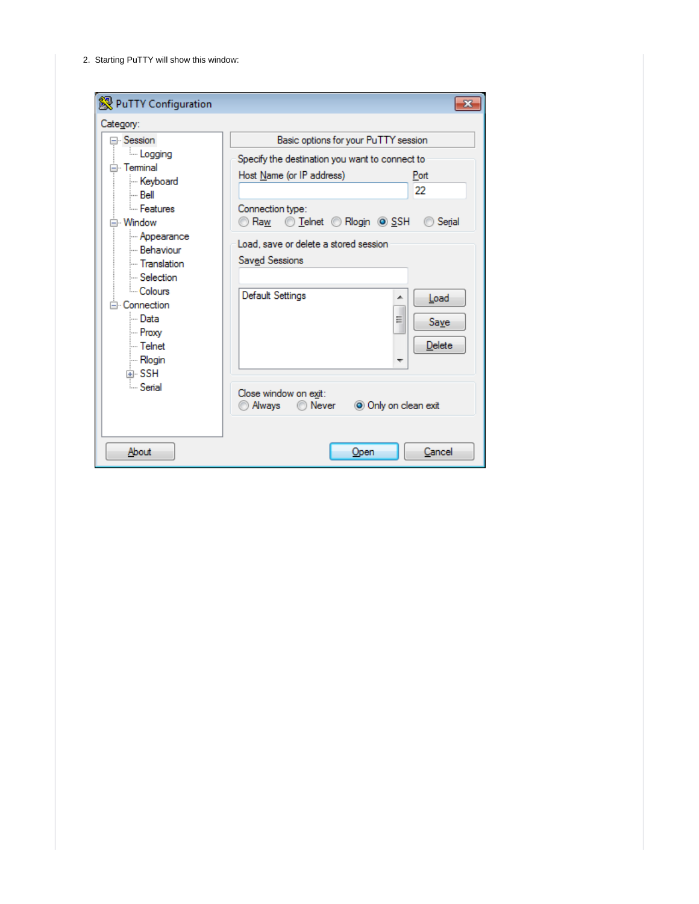2. Starting PuTTY will show this window: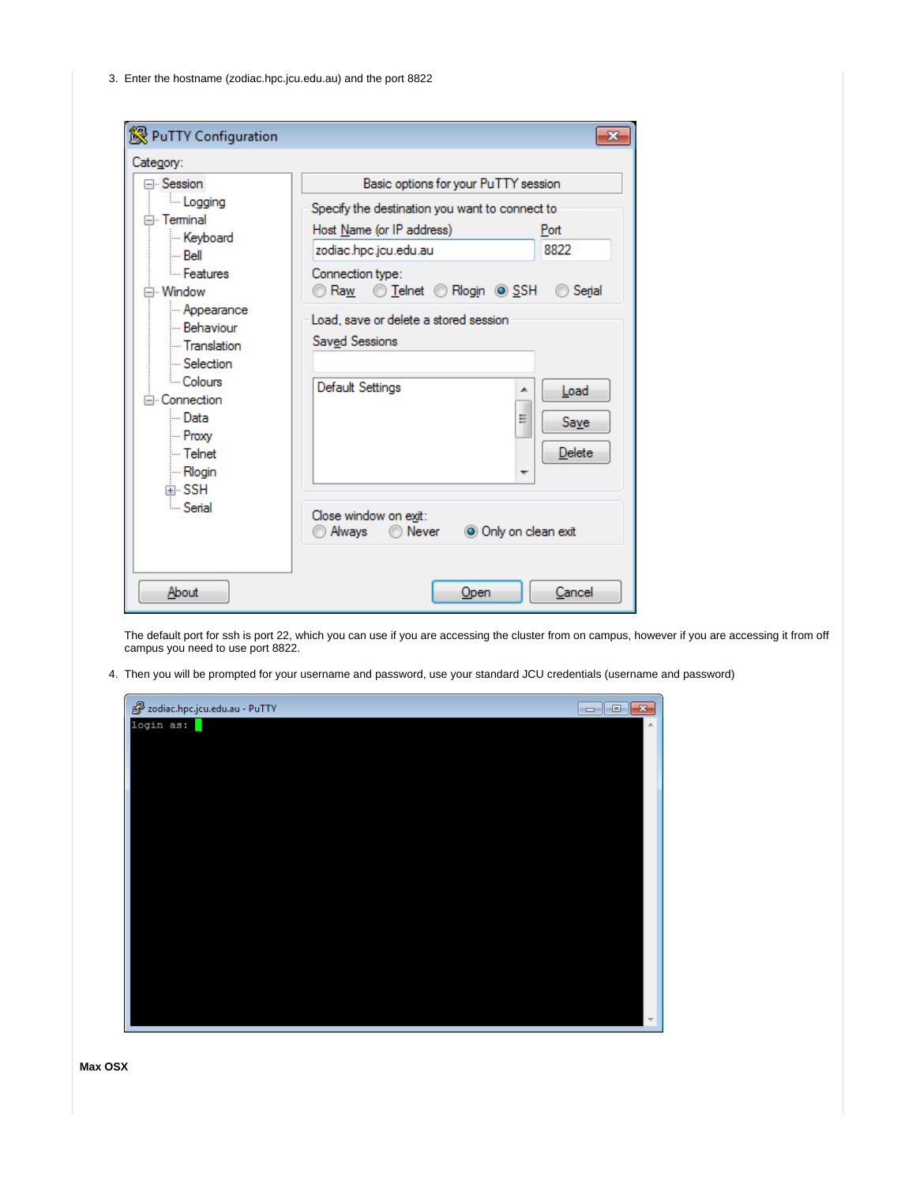3. Enter the hostname (zodiac.hpc.jcu.edu.au) and the port 8822

   The default port for ssh is port 22, which you can use if you are accessing the cluster from on campus, however if you are accessing it from off campus you need to use port 8822.

4. Then you will be prompted for your username and password, use your standard JCU credentials (username and password)

**Max OSX**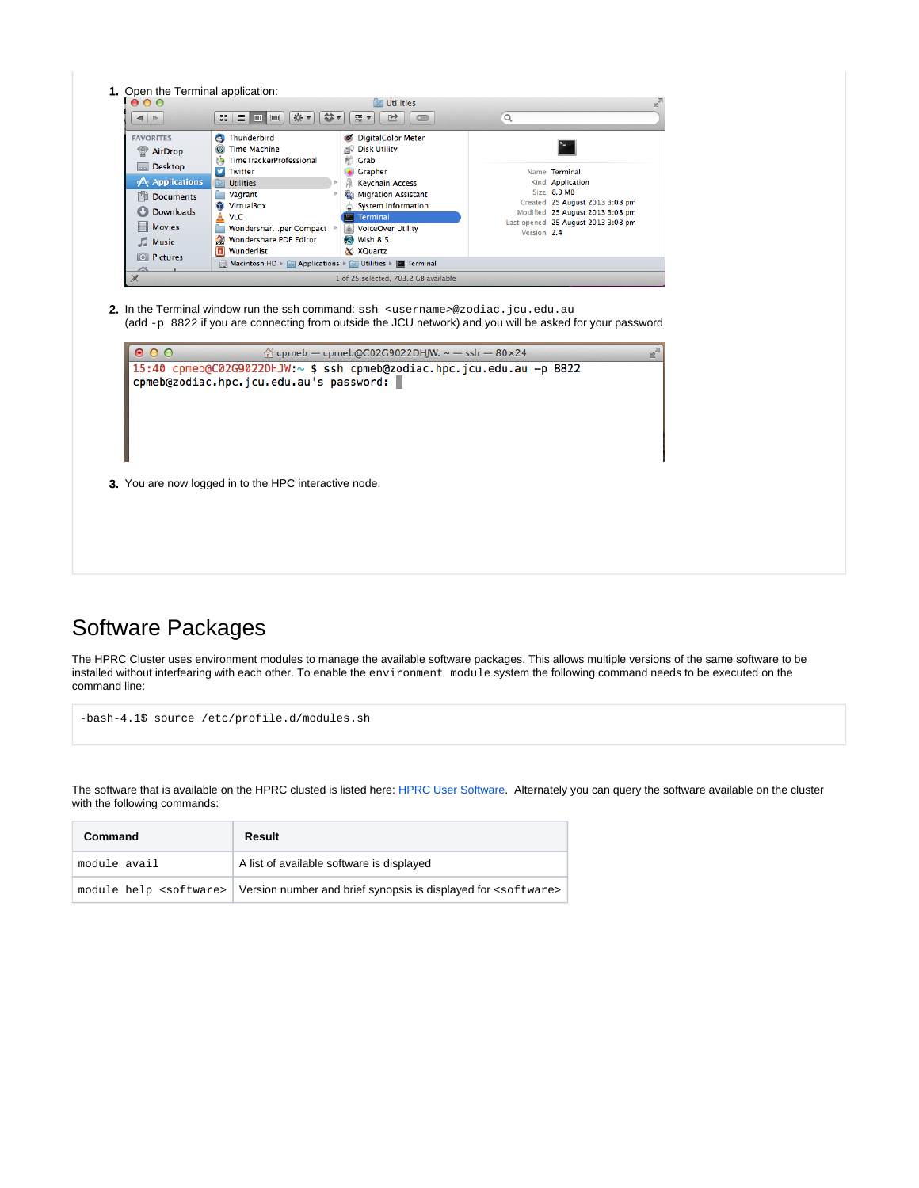1. Open the Terminal application:

2. In the Terminal window run the ssh command: `ssh <username>@zodiac.jcu.edu.au`
   (add `-p 8822` if you are connecting from outside the JCU network) and you will be asked for your password

3. You are now logged in to the HPC interactive node.

# Software Packages

The HPRC Cluster uses environment modules to manage the available software packages. This allows multiple versions of the same software to be installed without interfearing with each other. To enable the `environment module` system the following command needs to be executed on the command line:

```
-bash-4.1$ source /etc/profile.d/modules.sh
```

The software that is available on the HPRC clusted is listed here: HPRC User Software. Alternately you can query the software available on the cluster with the following commands:

| Command | Result |
|---|---|
| `module avail` | A list of available software is displayed |
| `module help <software>` | Version number and brief synopsis is displayed for `<software>` |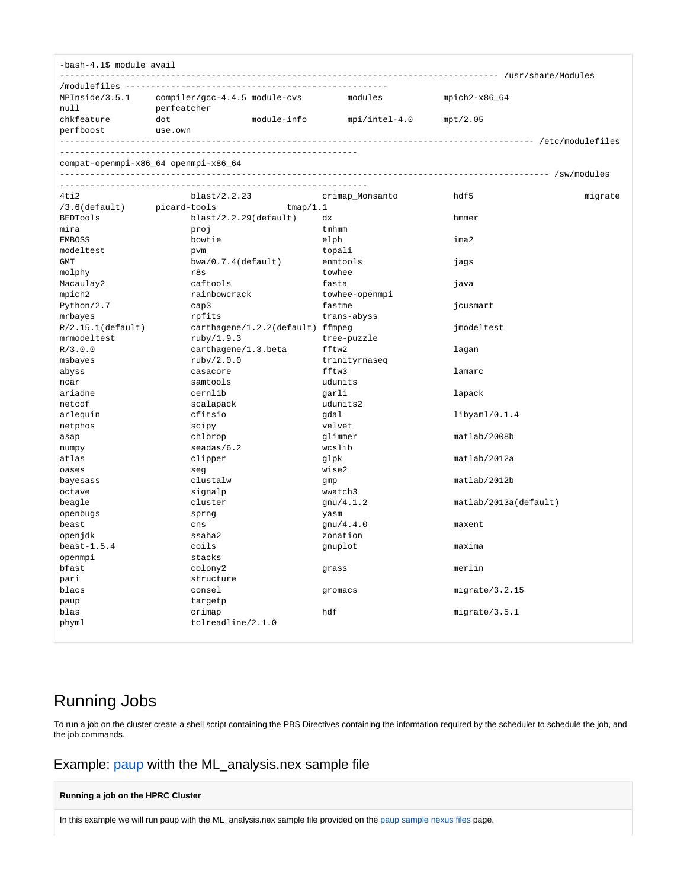```
-bash-4.1$ module avail
---------------------------------------------------------------------------------------- /usr/share/Modules
/modulefiles ---------------------------------------------------------
MPInside/3.5.1        compiler/gcc-4.4.5 module-cvs          modules             mpich2-x86_64
null                  perfcatcher
chkfeature            dot                module-info         mpi/intel-4.0       mpt/2.05
perfboost             use.own
----------------------------------------------------------------------------------------------- /etc/modulefiles
-----------------------------------------------------------
compat-openmpi-x86_64 openmpi-x86_64
-------------------------------------------------------------------------------------------------- /sw/modules
-------------------------------------------------------------
4ti2                       blast/2.2.23               crimap_Monsanto           hdf5                      migrate
/3.6(default)        picard-tools              tmap/1.1
BEDTools                   blast/2.2.29(default)      dx                        hmmer
mira                       proj                       tmhmm
EMBOSS                     bowtie                     elph                      ima2
modeltest                  pvm                        topali
GMT                        bwa/0.7.4(default)         enmtools                  jags
molphy                     r8s                        towhee
Macaulay2                  caftools                   fasta                     java
mpich2                     rainbowcrack               towhee-openmpi
Python/2.7                 cap3                       fastme                    jcusmart
mrbayes                    rpfits                     trans-abyss
R/2.15.1(default)          carthagene/1.2.2(default)  ffmpeg                    jmodeltest
mrmodeltest                ruby/1.9.3                 tree-puzzle
R/3.0.0                    carthagene/1.3.beta        fftw2                     lagan
msbayes                    ruby/2.0.0                 trinityrnaseq
abyss                      casacore                   fftw3                     lamarc
ncar                       samtools                   udunits
ariadne                    cernlib                    garli                     lapack
netcdf                     scalapack                  udunits2
arlequin                   cfitsio                    gdal                      libyaml/0.1.4
netphos                    scipy                      velvet
asap                       chlorop                    glimmer                   matlab/2008b
numpy                      seadas/6.2                 wcslib
atlas                      clipper                    glpk                      matlab/2012a
oases                      seg                        wise2
bayesass                   clustalw                   gmp                       matlab/2012b
octave                     signalp                    wwatch3
beagle                     cluster                    gnu/4.1.2                 matlab/2013a(default)
openbugs                   sprng                      yasm
beast                      cns                        gnu/4.4.0                 maxent
openjdk                    ssaha2                     zonation
beast-1.5.4                coils                      gnuplot                   maxima
openmpi                    stacks
bfast                      colony2                    grass                     merlin
pari                       structure
blacs                      consel                     gromacs                   migrate/3.2.15
paup                       targetp
blas                       crimap                     hdf                       migrate/3.5.1
phyml                      tclreadline/2.1.0
```

## Running Jobs

To run a job on the cluster create a shell script containing the PBS Directives containing the information required by the scheduler to schedule the job, and the job commands.

### Example: paup witth the ML_analysis.nex sample file

**Running a job on the HPRC Cluster**

In this example we will run paup with the ML_analysis.nex sample file provided on the paup sample nexus files page.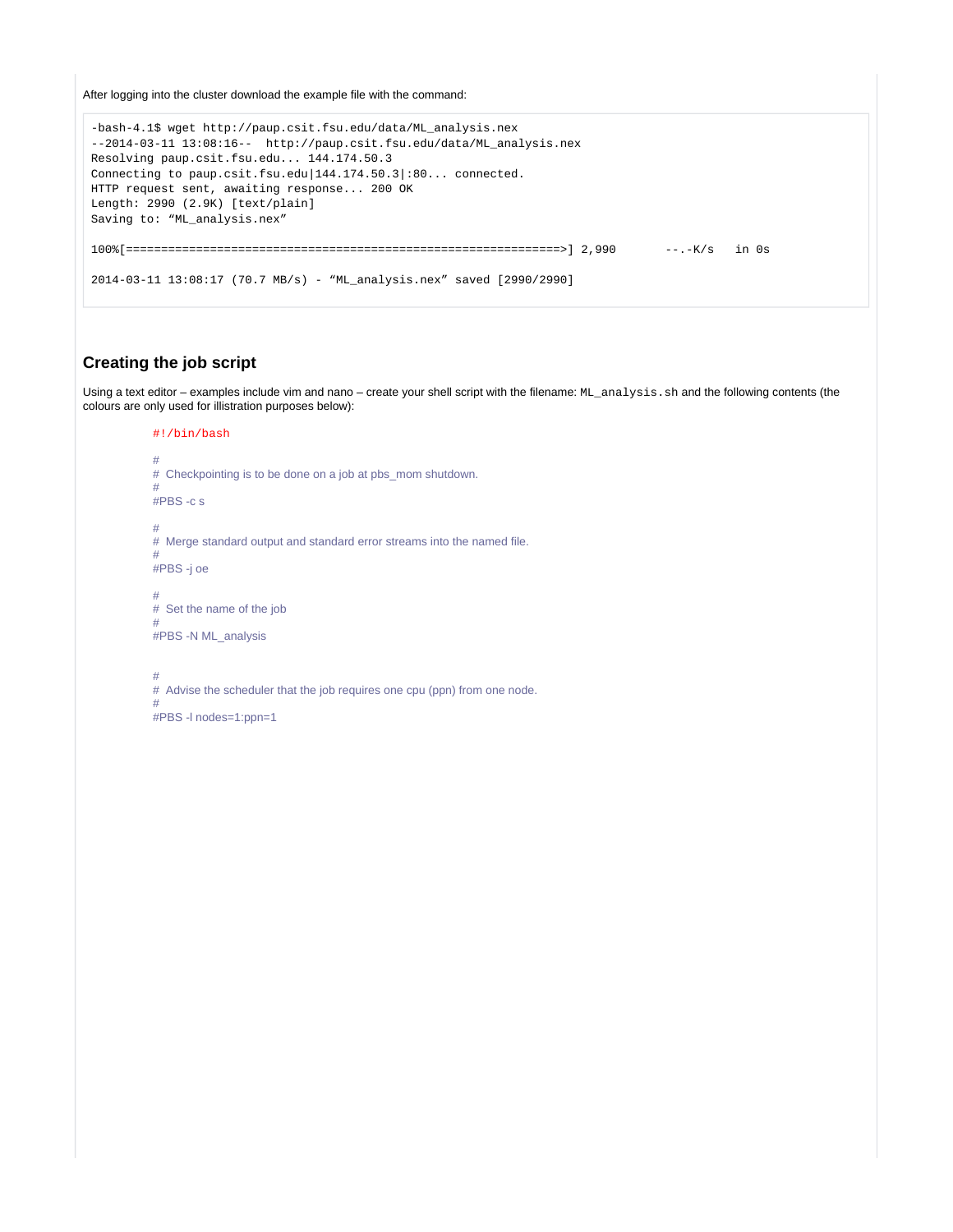After logging into the cluster download the example file with the command:

```
-bash-4.1$ wget http://paup.csit.fsu.edu/data/ML_analysis.nex
--2014-03-11 13:08:16--  http://paup.csit.fsu.edu/data/ML_analysis.nex
Resolving paup.csit.fsu.edu... 144.174.50.3
Connecting to paup.csit.fsu.edu|144.174.50.3|:80... connected.
HTTP request sent, awaiting response... 200 OK
Length: 2990 (2.9K) [text/plain]
Saving to: “ML_analysis.nex”

100%[==============================================================>] 2,990       --.-K/s   in 0s

2014-03-11 13:08:17 (70.7 MB/s) - “ML_analysis.nex” saved [2990/2990]
```

## Creating the job script

Using a text editor – examples include vim and nano – create your shell script with the filename: `ML_analysis.sh` and the following contents (the colours are only used for illistration purposes below):

```
#!/bin/bash

#
#  Checkpointing is to be done on a job at pbs_mom shutdown.
#
#PBS -c s

#
#  Merge standard output and standard error streams into the named file.
#
#PBS -j oe

#
#  Set the name of the job
#
#PBS -N ML_analysis


#
#  Advise the scheduler that the job requires one cpu (ppn) from one node.
#
#PBS -l nodes=1:ppn=1
```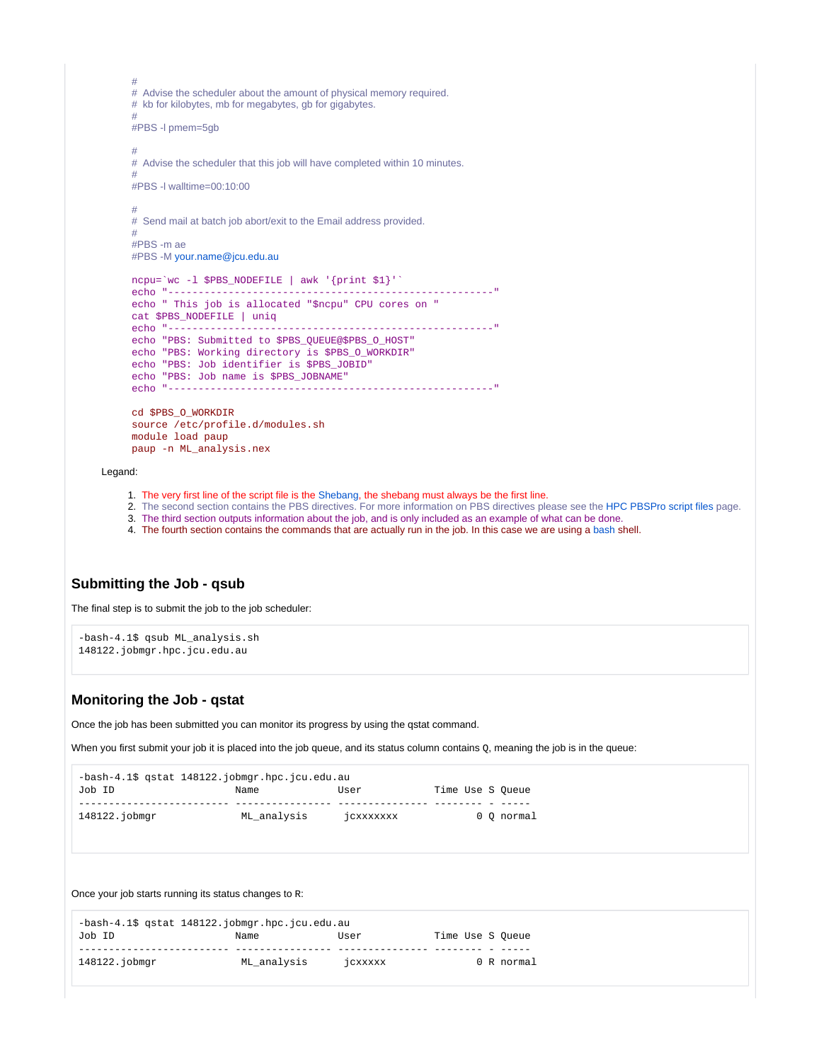```
#
#  Advise the scheduler about the amount of physical memory required.
#  kb for kilobytes, mb for megabytes, gb for gigabytes.
#
#PBS -l pmem=5gb

#
#  Advise the scheduler that this job will have completed within 10 minutes.
#
#PBS -l walltime=00:10:00

#
#  Send mail at batch job abort/exit to the Email address provided.
#
#PBS -m ae
#PBS -M your.name@jcu.edu.au

ncpu=`wc -l $PBS_NODEFILE | awk '{print $1}'`
echo "------------------------------------------------------"
echo " This job is allocated "$ncpu" CPU cores on "
cat $PBS_NODEFILE | uniq
echo "------------------------------------------------------"
echo "PBS: Submitted to $PBS_QUEUE@$PBS_O_HOST"
echo "PBS: Working directory is $PBS_O_WORKDIR"
echo "PBS: Job identifier is $PBS_JOBID"
echo "PBS: Job name is $PBS_JOBNAME"
echo "------------------------------------------------------"

cd $PBS_O_WORKDIR
source /etc/profile.d/modules.sh
module load paup
paup -n ML_analysis.nex
```

Legand:

1. The very first line of the script file is the Shebang, the shebang must always be the first line.
2. The second section contains the PBS directives. For more information on PBS directives please see the HPC PBSPro script files page.
3. The third section outputs information about the job, and is only included as an example of what can be done.
4. The fourth section contains the commands that are actually run in the job. In this case we are using a bash shell.

## Submitting the Job - qsub

The final step is to submit the job to the job scheduler:

```
-bash-4.1$ qsub ML_analysis.sh
148122.jobmgr.hpc.jcu.edu.au
```

## Monitoring the Job - qstat

Once the job has been submitted you can monitor its progress by using the qstat command.

When you first submit your job it is placed into the job queue, and its status column contains Q, meaning the job is in the queue:

```
-bash-4.1$ qstat 148122.jobmgr.hpc.jcu.edu.au
Job ID                    Name             User            Time Use S Queue
------------------------- ---------------- --------------- -------- - -----
148122.jobmgr              ML_analysis      jcxxxxxxx              0 Q normal
```

Once your job starts running its status changes to R:

```
-bash-4.1$ qstat 148122.jobmgr.hpc.jcu.edu.au
Job ID                    Name             User            Time Use S Queue
------------------------- ---------------- --------------- -------- - -----
148122.jobmgr              ML_analysis      jcxxxxxx               0 R normal
```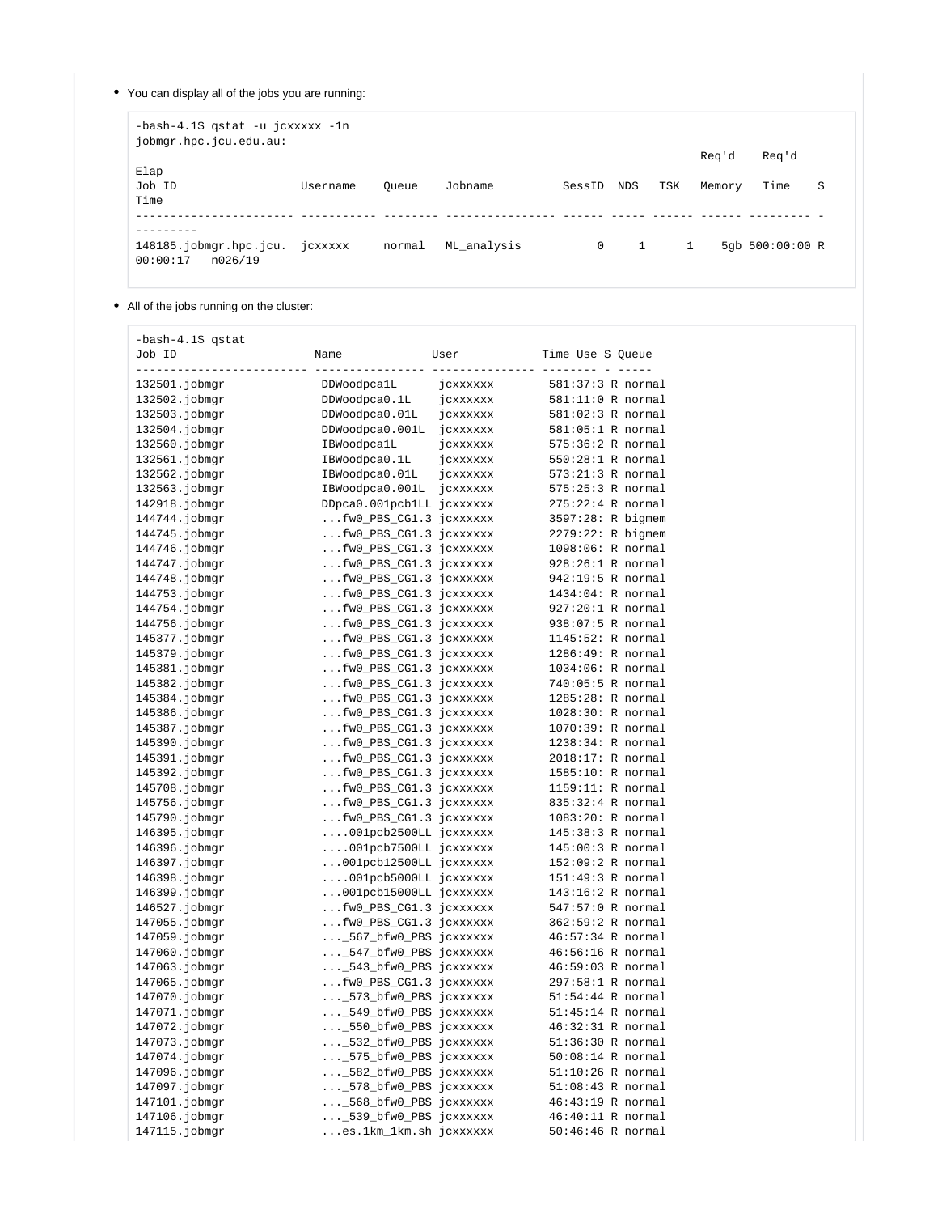- You can display all of the jobs you are running:

```
-bash-4.1$ qstat -u jcxxxxx -1n
jobmgr.hpc.jcu.edu.au:
                                                                                    Req'd    Req'd
Elap
Job ID                 Username    Queue    Jobname          SessID  NDS   TSK   Memory   Time     S
Time
----------------------- ----------- -------- ---------------- ------ ----- ------ ------ --------- -
---------
148185.jobmgr.hpc.jcu.  jcxxxxx     normal   ML_analysis          0     1      1    5gb 500:00:00 R
00:00:17   n026/19
```

- All of the jobs running on the cluster:

```
-bash-4.1$ qstat
Job ID                    Name             User            Time Use S Queue
------------------------- ---------------- --------------- -------- - -----
132501.jobmgr              DDWoodpca1L      jcxxxxxx        581:37:3 R normal
132502.jobmgr              DDWoodpca0.1L    jcxxxxxx        581:11:0 R normal
132503.jobmgr              DDWoodpca0.01L   jcxxxxxx        581:02:3 R normal
132504.jobmgr              DDWoodpca0.001L  jcxxxxxx        581:05:1 R normal
132560.jobmgr              IBWoodpca1L      jcxxxxxx        575:36:2 R normal
132561.jobmgr              IBWoodpca0.1L    jcxxxxxx        550:28:1 R normal
132562.jobmgr              IBWoodpca0.01L   jcxxxxxx        573:21:3 R normal
132563.jobmgr              IBWoodpca0.001L  jcxxxxxx        575:25:3 R normal
142918.jobmgr              DDpca0.001pcb1LL jcxxxxxx        275:22:4 R normal
144744.jobmgr              ...fw0_PBS_CG1.3 jcxxxxxx        3597:28: R bigmem
144745.jobmgr              ...fw0_PBS_CG1.3 jcxxxxxx        2279:22: R bigmem
144746.jobmgr              ...fw0_PBS_CG1.3 jcxxxxxx        1098:06: R normal
144747.jobmgr              ...fw0_PBS_CG1.3 jcxxxxxx        928:26:1 R normal
144748.jobmgr              ...fw0_PBS_CG1.3 jcxxxxxx        942:19:5 R normal
144753.jobmgr              ...fw0_PBS_CG1.3 jcxxxxxx        1434:04: R normal
144754.jobmgr              ...fw0_PBS_CG1.3 jcxxxxxx        927:20:1 R normal
144756.jobmgr              ...fw0_PBS_CG1.3 jcxxxxxx        938:07:5 R normal
145377.jobmgr              ...fw0_PBS_CG1.3 jcxxxxxx        1145:52: R normal
145379.jobmgr              ...fw0_PBS_CG1.3 jcxxxxxx        1286:49: R normal
145381.jobmgr              ...fw0_PBS_CG1.3 jcxxxxxx        1034:06: R normal
145382.jobmgr              ...fw0_PBS_CG1.3 jcxxxxxx        740:05:5 R normal
145384.jobmgr              ...fw0_PBS_CG1.3 jcxxxxxx        1285:28: R normal
145386.jobmgr              ...fw0_PBS_CG1.3 jcxxxxxx        1028:30: R normal
145387.jobmgr              ...fw0_PBS_CG1.3 jcxxxxxx        1070:39: R normal
145390.jobmgr              ...fw0_PBS_CG1.3 jcxxxxxx        1238:34: R normal
145391.jobmgr              ...fw0_PBS_CG1.3 jcxxxxxx        2018:17: R normal
145392.jobmgr              ...fw0_PBS_CG1.3 jcxxxxxx        1585:10: R normal
145708.jobmgr              ...fw0_PBS_CG1.3 jcxxxxxx        1159:11: R normal
145756.jobmgr              ...fw0_PBS_CG1.3 jcxxxxxx        835:32:4 R normal
145790.jobmgr              ...fw0_PBS_CG1.3 jcxxxxxx        1083:20: R normal
146395.jobmgr              ....001pcb2500LL jcxxxxxx        145:38:3 R normal
146396.jobmgr              ....001pcb7500LL jcxxxxxx        145:00:3 R normal
146397.jobmgr              ...001pcb12500LL jcxxxxxx        152:09:2 R normal
146398.jobmgr              ....001pcb5000LL jcxxxxxx        151:49:3 R normal
146399.jobmgr              ...001pcb15000LL jcxxxxxx        143:16:2 R normal
146527.jobmgr              ...fw0_PBS_CG1.3 jcxxxxxx        547:57:0 R normal
147055.jobmgr              ...fw0_PBS_CG1.3 jcxxxxxx        362:59:2 R normal
147059.jobmgr              ...._567_bfw0_PBS jcxxxxxx       46:57:34 R normal
147060.jobmgr              ...._547_bfw0_PBS jcxxxxxx       46:56:16 R normal
147063.jobmgr              ...._543_bfw0_PBS jcxxxxxx       46:59:03 R normal
147065.jobmgr              ...fw0_PBS_CG1.3 jcxxxxxx        297:58:1 R normal
147070.jobmgr              ...._573_bfw0_PBS jcxxxxxx       51:54:44 R normal
147071.jobmgr              ...._549_bfw0_PBS jcxxxxxx       51:45:14 R normal
147072.jobmgr              ...._550_bfw0_PBS jcxxxxxx       46:32:31 R normal
147073.jobmgr              ...._532_bfw0_PBS jcxxxxxx       51:36:30 R normal
147074.jobmgr              ...._575_bfw0_PBS jcxxxxxx       50:08:14 R normal
147096.jobmgr              ...._582_bfw0_PBS jcxxxxxx       51:10:26 R normal
147097.jobmgr              ...._578_bfw0_PBS jcxxxxxx       51:08:43 R normal
147101.jobmgr              ...._568_bfw0_PBS jcxxxxxx       46:43:19 R normal
147106.jobmgr              ...._539_bfw0_PBS jcxxxxxx       46:40:11 R normal
147115.jobmgr              ...es.1km_1km.sh jcxxxxxx        50:46:46 R normal
```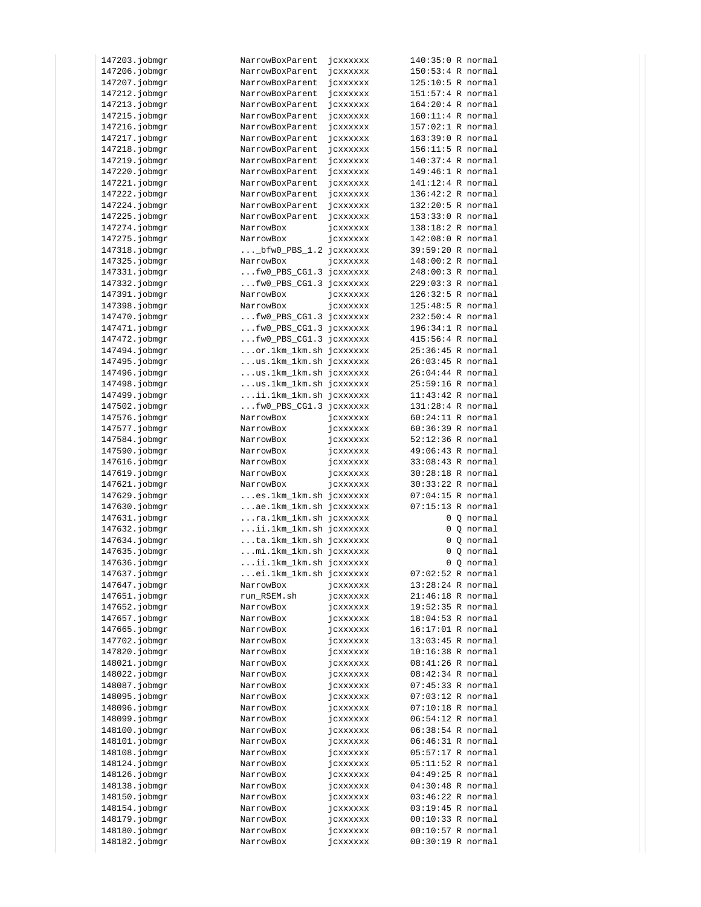```
147203.jobmgr              NarrowBoxParent  jcxxxxxx       140:35:0 R normal
147206.jobmgr              NarrowBoxParent  jcxxxxxx       150:53:4 R normal
147207.jobmgr              NarrowBoxParent  jcxxxxxx       125:10:5 R normal
147212.jobmgr              NarrowBoxParent  jcxxxxxx       151:57:4 R normal
147213.jobmgr              NarrowBoxParent  jcxxxxxx       164:20:4 R normal
147215.jobmgr              NarrowBoxParent  jcxxxxxx       160:11:4 R normal
147216.jobmgr              NarrowBoxParent  jcxxxxxx       157:02:1 R normal
147217.jobmgr              NarrowBoxParent  jcxxxxxx       163:39:0 R normal
147218.jobmgr              NarrowBoxParent  jcxxxxxx       156:11:5 R normal
147219.jobmgr              NarrowBoxParent  jcxxxxxx       140:37:4 R normal
147220.jobmgr              NarrowBoxParent  jcxxxxxx       149:46:1 R normal
147221.jobmgr              NarrowBoxParent  jcxxxxxx       141:12:4 R normal
147222.jobmgr              NarrowBoxParent  jcxxxxxx       136:42:2 R normal
147224.jobmgr              NarrowBoxParent  jcxxxxxx       132:20:5 R normal
147225.jobmgr              NarrowBoxParent  jcxxxxxx       153:33:0 R normal
147274.jobmgr              NarrowBox        jcxxxxxx       138:18:2 R normal
147275.jobmgr              NarrowBox        jcxxxxxx       142:08:0 R normal
147318.jobmgr              ...._bfw0_PBS_1.2 jcxxxxxx      39:59:20 R normal
147325.jobmgr              NarrowBox        jcxxxxxx       148:00:2 R normal
147331.jobmgr              ...fw0_PBS_CG1.3 jcxxxxxx       248:00:3 R normal
147332.jobmgr              ...fw0_PBS_CG1.3 jcxxxxxx       229:03:3 R normal
147391.jobmgr              NarrowBox        jcxxxxxx       126:32:5 R normal
147398.jobmgr              NarrowBox        jcxxxxxx       125:48:5 R normal
147470.jobmgr              ...fw0_PBS_CG1.3 jcxxxxxx       232:50:4 R normal
147471.jobmgr              ...fw0_PBS_CG1.3 jcxxxxxx       196:34:1 R normal
147472.jobmgr              ...fw0_PBS_CG1.3 jcxxxxxx       415:56:4 R normal
147494.jobmgr              ...or.1km_1km.sh jcxxxxxx       25:36:45 R normal
147495.jobmgr              ...us.1km_1km.sh jcxxxxxx       26:03:45 R normal
147496.jobmgr              ...us.1km_1km.sh jcxxxxxx       26:04:44 R normal
147498.jobmgr              ...us.1km_1km.sh jcxxxxxx       25:59:16 R normal
147499.jobmgr              ...ii.1km_1km.sh jcxxxxxx       11:43:42 R normal
147502.jobmgr              ...fw0_PBS_CG1.3 jcxxxxxx       131:28:4 R normal
147576.jobmgr              NarrowBox        jcxxxxxx       60:24:11 R normal
147577.jobmgr              NarrowBox        jcxxxxxx       60:36:39 R normal
147584.jobmgr              NarrowBox        jcxxxxxx       52:12:36 R normal
147590.jobmgr              NarrowBox        jcxxxxxx       49:06:43 R normal
147616.jobmgr              NarrowBox        jcxxxxxx       33:08:43 R normal
147619.jobmgr              NarrowBox        jcxxxxxx       30:28:18 R normal
147621.jobmgr              NarrowBox        jcxxxxxx       30:33:22 R normal
147629.jobmgr              ...es.1km_1km.sh jcxxxxxx       07:04:15 R normal
147630.jobmgr              ...ae.1km_1km.sh jcxxxxxx       07:15:13 R normal
147631.jobmgr              ...ra.1km_1km.sh jcxxxxxx              0 Q normal
147632.jobmgr              ...ii.1km_1km.sh jcxxxxxx              0 Q normal
147634.jobmgr              ...ta.1km_1km.sh jcxxxxxx              0 Q normal
147635.jobmgr              ...mi.1km_1km.sh jcxxxxxx              0 Q normal
147636.jobmgr              ...ii.1km_1km.sh jcxxxxxx              0 Q normal
147637.jobmgr              ...ei.1km_1km.sh jcxxxxxx       07:02:52 R normal
147647.jobmgr              NarrowBox        jcxxxxxx       13:28:24 R normal
147651.jobmgr              run_RSEM.sh      jcxxxxxx       21:46:18 R normal
147652.jobmgr              NarrowBox        jcxxxxxx       19:52:35 R normal
147657.jobmgr              NarrowBox        jcxxxxxx       18:04:53 R normal
147665.jobmgr              NarrowBox        jcxxxxxx       16:17:01 R normal
147702.jobmgr              NarrowBox        jcxxxxxx       13:03:45 R normal
147820.jobmgr              NarrowBox        jcxxxxxx       10:16:38 R normal
148021.jobmgr              NarrowBox        jcxxxxxx       08:41:26 R normal
148022.jobmgr              NarrowBox        jcxxxxxx       08:42:34 R normal
148087.jobmgr              NarrowBox        jcxxxxxx       07:45:33 R normal
148095.jobmgr              NarrowBox        jcxxxxxx       07:03:12 R normal
148096.jobmgr              NarrowBox        jcxxxxxx       07:10:18 R normal
148099.jobmgr              NarrowBox        jcxxxxxx       06:54:12 R normal
148100.jobmgr              NarrowBox        jcxxxxxx       06:38:54 R normal
148101.jobmgr              NarrowBox        jcxxxxxx       06:46:31 R normal
148108.jobmgr              NarrowBox        jcxxxxxx       05:57:17 R normal
148124.jobmgr              NarrowBox        jcxxxxxx       05:11:52 R normal
148126.jobmgr              NarrowBox        jcxxxxxx       04:49:25 R normal
148138.jobmgr              NarrowBox        jcxxxxxx       04:30:48 R normal
148150.jobmgr              NarrowBox        jcxxxxxx       03:46:22 R normal
148154.jobmgr              NarrowBox        jcxxxxxx       03:19:45 R normal
148179.jobmgr              NarrowBox        jcxxxxxx       00:10:33 R normal
148180.jobmgr              NarrowBox        jcxxxxxx       00:10:57 R normal
148182.jobmgr              NarrowBox        jcxxxxxx       00:30:19 R normal
```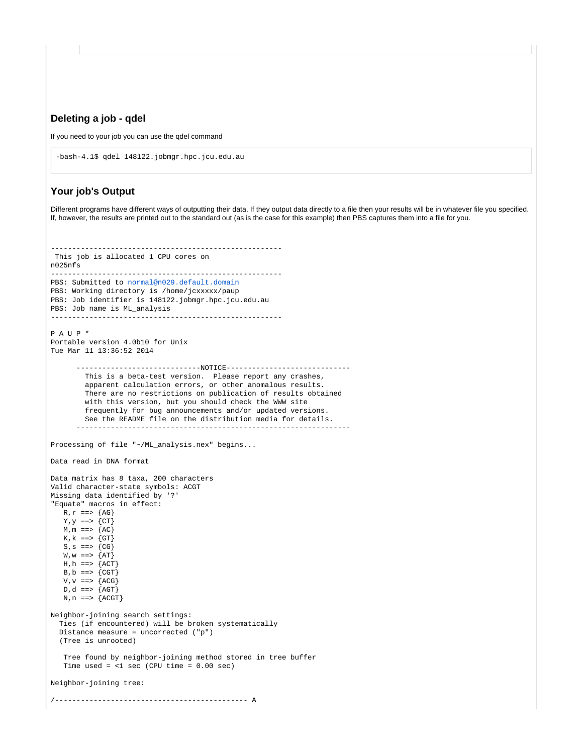## Deleting a job - qdel

If you need to your job you can use the qdel command

```
-bash-4.1$ qdel 148122.jobmgr.hpc.jcu.edu.au
```

## Your job's Output

Different programs have different ways of outputting their data. If they output data directly to a file then your results will be in whatever file you specified. If, however, the results are printed out to the standard out (as is the case for this example) then PBS captures them into a file for you.

```
-----------------------------------------------------
 This job is allocated 1 CPU cores on
n025nfs
-----------------------------------------------------
PBS: Submitted to normal@n029.default.domain
PBS: Working directory is /home/jcxxxxx/paup
PBS: Job identifier is 148122.jobmgr.hpc.jcu.edu.au
PBS: Job name is ML_analysis
-----------------------------------------------------

P A U P *
Portable version 4.0b10 for Unix
Tue Mar 11 13:36:52 2014

      ----------------------------NOTICE----------------------------
        This is a beta-test version.  Please report any crashes,
        apparent calculation errors, or other anomalous results.
        There are no restrictions on publication of results obtained
        with this version, but you should check the WWW site
        frequently for bug announcements and/or updated versions.
        See the README file on the distribution media for details.
      ----------------------------------------------------------------

Processing of file "~/ML_analysis.nex" begins...

Data read in DNA format

Data matrix has 8 taxa, 200 characters
Valid character-state symbols: ACGT
Missing data identified by '?'
"Equate" macros in effect:
   R,r ==> {AG}
   Y,y ==> {CT}
   M,m ==> {AC}
   K,k ==> {GT}
   S,s ==> {CG}
   W,w ==> {AT}
   H,h ==> {ACT}
   B,b ==> {CGT}
   V,v ==> {ACG}
   D,d ==> {AGT}
   N,n ==> {ACGT}

Neighbor-joining search settings:
  Ties (if encountered) will be broken systematically
  Distance measure = uncorrected ("p")
  (Tree is unrooted)

   Tree found by neighbor-joining method stored in tree buffer
   Time used = <1 sec (CPU time = 0.00 sec)

Neighbor-joining tree:

/--------------------------------------------- A
```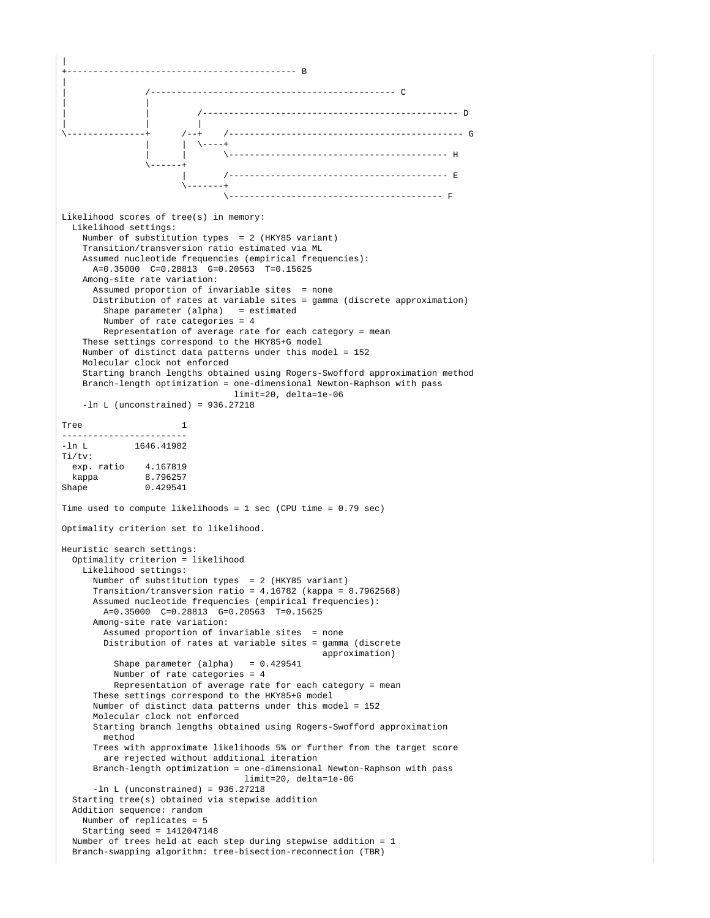```
|
+-------------------------------------------- B
|
|               /----------------------------------------------- C
|               |
|               |         /------------------------------------------------- D
|               |         |
\---------------+      /--+    /--------------------------------------------- G
                |      |  \----+
                |      |       \------------------------------------------ H
                \------+
                       |       /------------------------------------------ E
                       \-------+
                               \----------------------------------------- F

Likelihood scores of tree(s) in memory:
  Likelihood settings:
    Number of substitution types  = 2 (HKY85 variant)
    Transition/transversion ratio estimated via ML
    Assumed nucleotide frequencies (empirical frequencies):
      A=0.35000  C=0.28813  G=0.20563  T=0.15625
    Among-site rate variation:
      Assumed proportion of invariable sites  = none
      Distribution of rates at variable sites = gamma (discrete approximation)
        Shape parameter (alpha)   = estimated
        Number of rate categories = 4
        Representation of average rate for each category = mean
    These settings correspond to the HKY85+G model
    Number of distinct data patterns under this model = 152
    Molecular clock not enforced
    Starting branch lengths obtained using Rogers-Swofford approximation method
    Branch-length optimization = one-dimensional Newton-Raphson with pass
                                 limit=20, delta=1e-06
    -ln L (unconstrained) = 936.27218

Tree                   1
------------------------
-ln L         1646.41982
Ti/tv:
  exp. ratio    4.167819
  kappa         8.796257
Shape           0.429541

Time used to compute likelihoods = 1 sec (CPU time = 0.79 sec)

Optimality criterion set to likelihood.

Heuristic search settings:
  Optimality criterion = likelihood
    Likelihood settings:
      Number of substitution types  = 2 (HKY85 variant)
      Transition/transversion ratio = 4.16782 (kappa = 8.7962568)
      Assumed nucleotide frequencies (empirical frequencies):
        A=0.35000  C=0.28813  G=0.20563  T=0.15625
      Among-site rate variation:
        Assumed proportion of invariable sites  = none
        Distribution of rates at variable sites = gamma (discrete
                                                  approximation)
          Shape parameter (alpha)   = 0.429541
          Number of rate categories = 4
          Representation of average rate for each category = mean
      These settings correspond to the HKY85+G model
      Number of distinct data patterns under this model = 152
      Molecular clock not enforced
      Starting branch lengths obtained using Rogers-Swofford approximation
        method
      Trees with approximate likelihoods 5% or further from the target score
        are rejected without additional iteration
      Branch-length optimization = one-dimensional Newton-Raphson with pass
                                   limit=20, delta=1e-06
      -ln L (unconstrained) = 936.27218
  Starting tree(s) obtained via stepwise addition
  Addition sequence: random
    Number of replicates = 5
    Starting seed = 1412047148
  Number of trees held at each step during stepwise addition = 1
  Branch-swapping algorithm: tree-bisection-reconnection (TBR)
```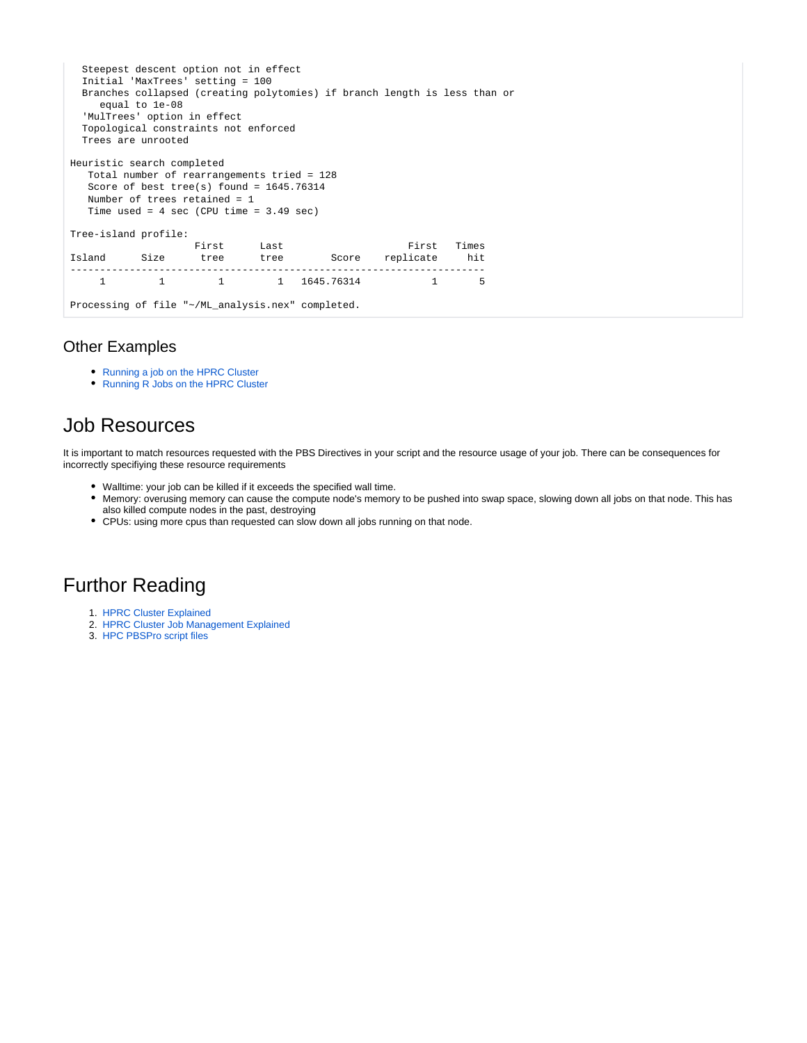```
  Steepest descent option not in effect
  Initial 'MaxTrees' setting = 100
  Branches collapsed (creating polytomies) if branch length is less than or
     equal to 1e-08
  'MulTrees' option in effect
  Topological constraints not enforced
  Trees are unrooted

Heuristic search completed
   Total number of rearrangements tried = 128
   Score of best tree(s) found = 1645.76314
   Number of trees retained = 1
   Time used = 4 sec (CPU time = 3.49 sec)

Tree-island profile:
                     First      Last                     First   Times
Island      Size      tree      tree        Score    replicate     hit
----------------------------------------------------------------------
     1         1         1         1   1645.76314            1       5

Processing of file "~/ML_analysis.nex" completed.
```

### Other Examples

- Running a job on the HPRC Cluster
- Running R Jobs on the HPRC Cluster

## Job Resources

It is important to match resources requested with the PBS Directives in your script and the resource usage of your job. There can be consequences for incorrectly specifiying these resource requirements

- Walltime: your job can be killed if it exceeds the specified wall time.
- Memory: overusing memory can cause the compute node's memory to be pushed into swap space, slowing down all jobs on that node. This has also killed compute nodes in the past, destroying
- CPUs: using more cpus than requested can slow down all jobs running on that node.

## Furthor Reading

1. HPRC Cluster Explained
2. HPRC Cluster Job Management Explained
3. HPC PBSPro script files